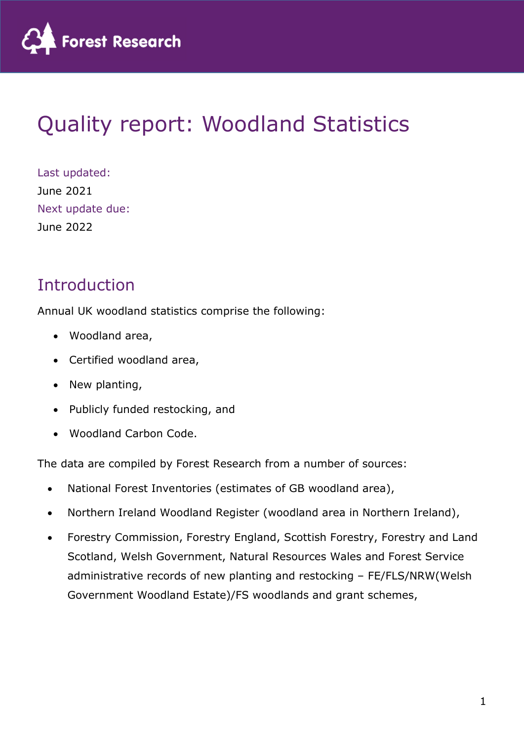# Quality report: Woodland Statistics

Last updated:

June 2021

Next update due:

June 2022

## Introduction

Annual UK woodland statistics comprise the following:

- Woodland area,
- Certified woodland area,
- New planting,
- Publicly funded restocking, and
- Woodland Carbon Code.

The data are compiled by Forest Research from a number of sources:

- National Forest Inventories (estimates of GB woodland area),
- Northern Ireland Woodland Register (woodland area in Northern Ireland),
- Forestry Commission, Forestry England, Scottish Forestry, Forestry and Land Scotland, Welsh Government, Natural Resources Wales and Forest Service administrative records of new planting and restocking – FE/FLS/NRW(Welsh Government Woodland Estate)/FS woodlands and grant schemes,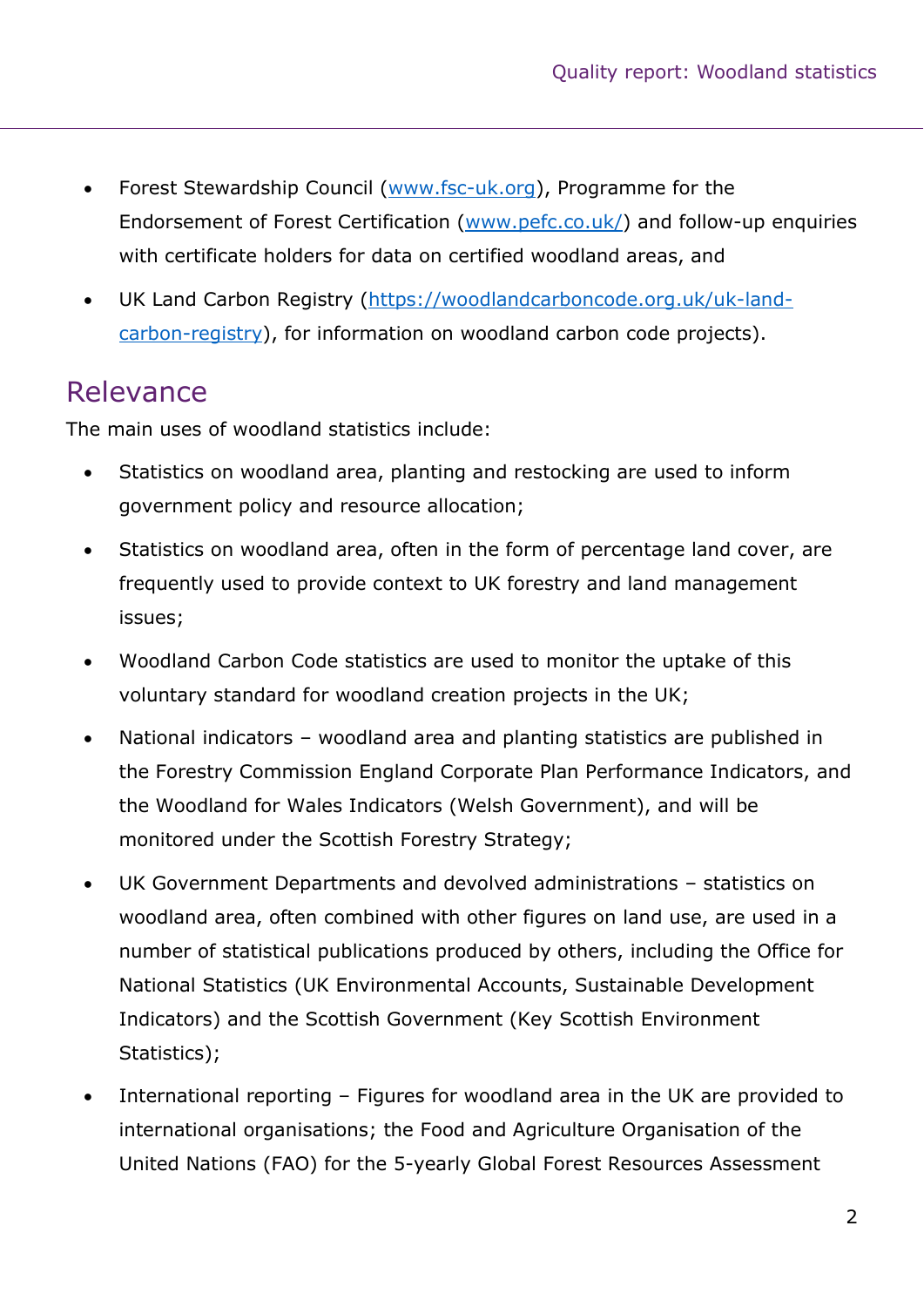- Forest Stewardship Council (www.fsc-uk.org), Programme for the Endorsement of Forest Certification (www.pefc.co.uk/) and follow-up enquiries with certificate holders for data on certified woodland areas, and
- UK Land Carbon Registry (https://woodlandcarboncode.org.uk/uk-land-carbon-registry), for information on woodland carbon code projects).

## Relevance

The main uses of woodland statistics include:

- Statistics on woodland area, planting and restocking are used to inform government policy and resource allocation;
- Statistics on woodland area, often in the form of percentage land cover, are frequently used to provide context to UK forestry and land management issues;
- Woodland Carbon Code statistics are used to monitor the uptake of this voluntary standard for woodland creation projects in the UK;
- National indicators – woodland area and planting statistics are published in the Forestry Commission England Corporate Plan Performance Indicators, and the Woodland for Wales Indicators (Welsh Government), and will be monitored under the Scottish Forestry Strategy;
- UK Government Departments and devolved administrations – statistics on woodland area, often combined with other figures on land use, are used in a number of statistical publications produced by others, including the Office for National Statistics (UK Environmental Accounts, Sustainable Development Indicators) and the Scottish Government (Key Scottish Environment Statistics);
- International reporting – Figures for woodland area in the UK are provided to international organisations; the Food and Agriculture Organisation of the United Nations (FAO) for the 5-yearly Global Forest Resources Assessment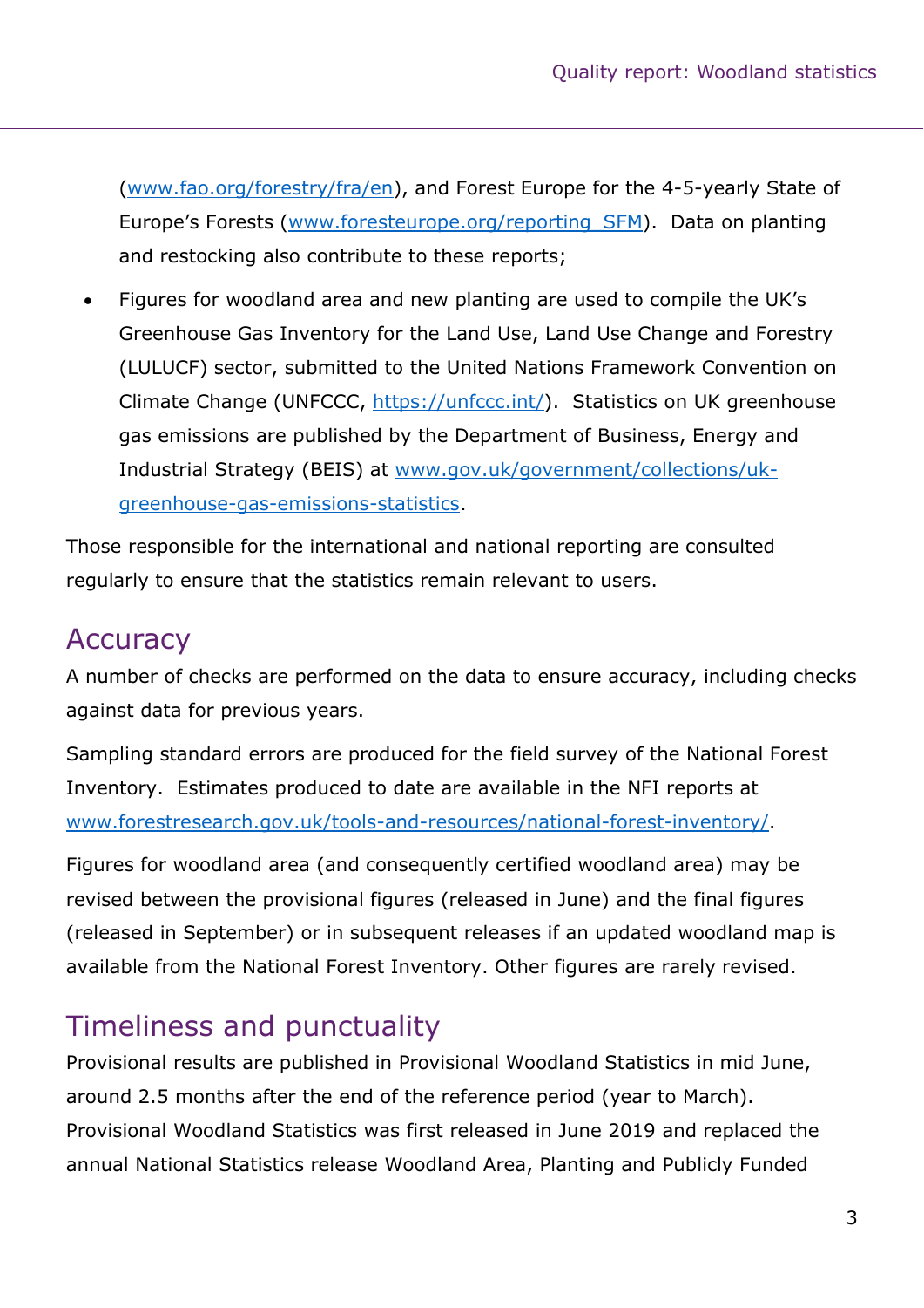(www.fao.org/forestry/fra/en), and Forest Europe for the 4-5-yearly State of Europe's Forests (www.foresteurope.org/reporting_SFM). Data on planting and restocking also contribute to these reports;

- Figures for woodland area and new planting are used to compile the UK's Greenhouse Gas Inventory for the Land Use, Land Use Change and Forestry (LULUCF) sector, submitted to the United Nations Framework Convention on Climate Change (UNFCCC, https://unfccc.int/). Statistics on UK greenhouse gas emissions are published by the Department of Business, Energy and Industrial Strategy (BEIS) at www.gov.uk/government/collections/uk-greenhouse-gas-emissions-statistics.

Those responsible for the international and national reporting are consulted regularly to ensure that the statistics remain relevant to users.

## Accuracy

A number of checks are performed on the data to ensure accuracy, including checks against data for previous years.

Sampling standard errors are produced for the field survey of the National Forest Inventory. Estimates produced to date are available in the NFI reports at www.forestresearch.gov.uk/tools-and-resources/national-forest-inventory/.

Figures for woodland area (and consequently certified woodland area) may be revised between the provisional figures (released in June) and the final figures (released in September) or in subsequent releases if an updated woodland map is available from the National Forest Inventory. Other figures are rarely revised.

## Timeliness and punctuality

Provisional results are published in Provisional Woodland Statistics in mid June, around 2.5 months after the end of the reference period (year to March). Provisional Woodland Statistics was first released in June 2019 and replaced the annual National Statistics release Woodland Area, Planting and Publicly Funded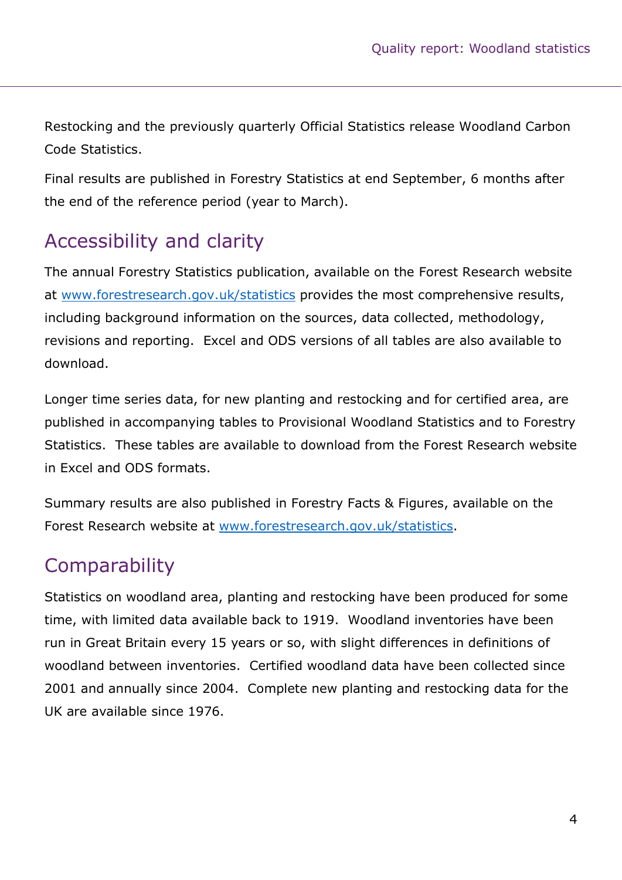Restocking and the previously quarterly Official Statistics release Woodland Carbon Code Statistics.

Final results are published in Forestry Statistics at end September, 6 months after the end of the reference period (year to March).

## Accessibility and clarity

The annual Forestry Statistics publication, available on the Forest Research website at www.forestresearch.gov.uk/statistics provides the most comprehensive results, including background information on the sources, data collected, methodology, revisions and reporting. Excel and ODS versions of all tables are also available to download.

Longer time series data, for new planting and restocking and for certified area, are published in accompanying tables to Provisional Woodland Statistics and to Forestry Statistics. These tables are available to download from the Forest Research website in Excel and ODS formats.

Summary results are also published in Forestry Facts & Figures, available on the Forest Research website at www.forestresearch.gov.uk/statistics.

## Comparability

Statistics on woodland area, planting and restocking have been produced for some time, with limited data available back to 1919. Woodland inventories have been run in Great Britain every 15 years or so, with slight differences in definitions of woodland between inventories. Certified woodland data have been collected since 2001 and annually since 2004. Complete new planting and restocking data for the UK are available since 1976.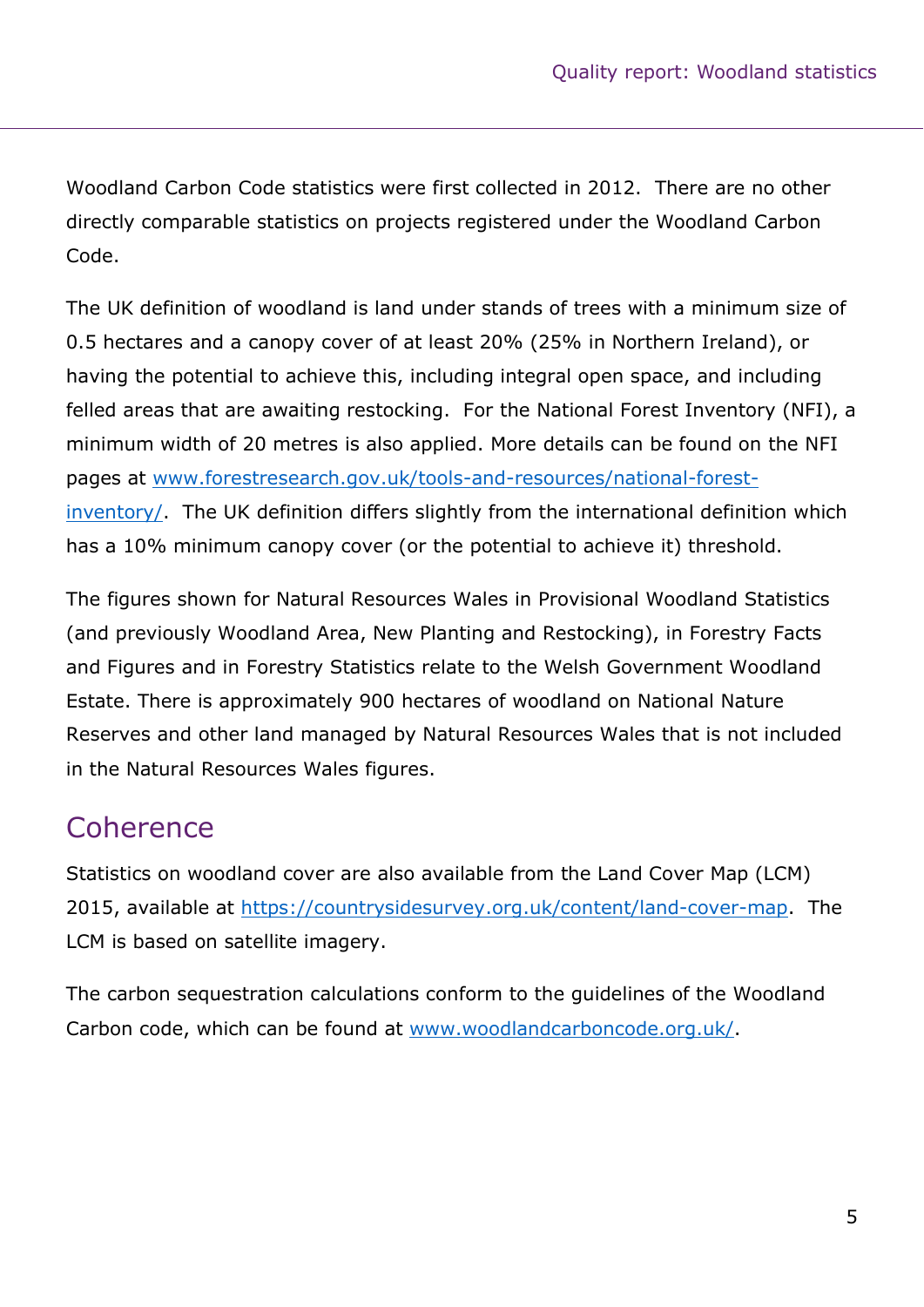Woodland Carbon Code statistics were first collected in 2012. There are no other directly comparable statistics on projects registered under the Woodland Carbon Code.

The UK definition of woodland is land under stands of trees with a minimum size of 0.5 hectares and a canopy cover of at least 20% (25% in Northern Ireland), or having the potential to achieve this, including integral open space, and including felled areas that are awaiting restocking. For the National Forest Inventory (NFI), a minimum width of 20 metres is also applied. More details can be found on the NFI pages at [www.forestresearch.gov.uk/tools-and-resources/national-forest-inventory/](www.forestresearch.gov.uk/tools-and-resources/national-forest-inventory/). The UK definition differs slightly from the international definition which has a 10% minimum canopy cover (or the potential to achieve it) threshold.

The figures shown for Natural Resources Wales in Provisional Woodland Statistics (and previously Woodland Area, New Planting and Restocking), in Forestry Facts and Figures and in Forestry Statistics relate to the Welsh Government Woodland Estate. There is approximately 900 hectares of woodland on National Nature Reserves and other land managed by Natural Resources Wales that is not included in the Natural Resources Wales figures.

## Coherence

Statistics on woodland cover are also available from the Land Cover Map (LCM) 2015, available at [https://countrysidesurvey.org.uk/content/land-cover-map](https://countrysidesurvey.org.uk/content/land-cover-map). The LCM is based on satellite imagery.

The carbon sequestration calculations conform to the guidelines of the Woodland Carbon code, which can be found at [www.woodlandcarboncode.org.uk/](www.woodlandcarboncode.org.uk/).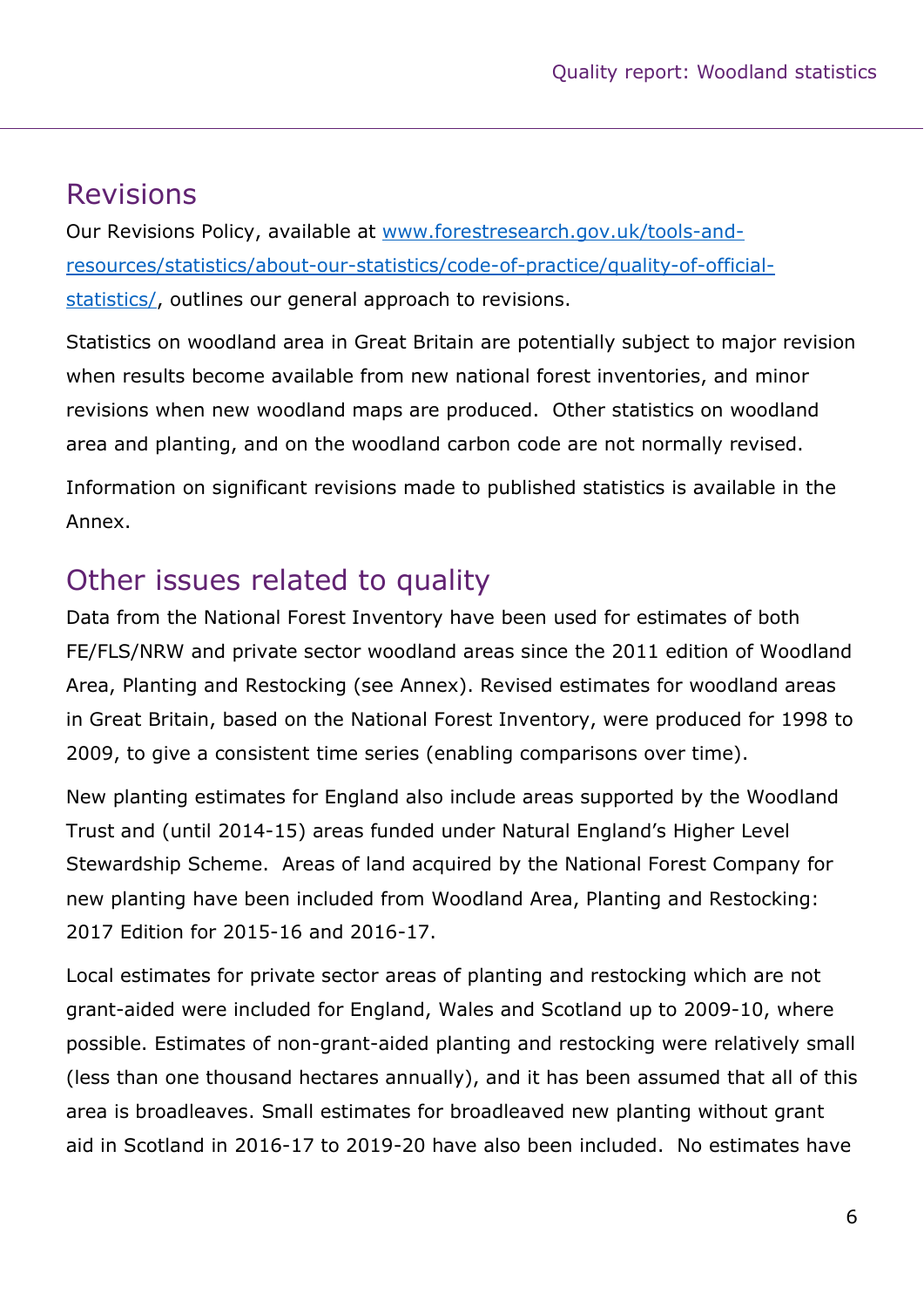## Revisions

Our Revisions Policy, available at [www.forestresearch.gov.uk/tools-and-resources/statistics/about-our-statistics/code-of-practice/quality-of-official-statistics/](www.forestresearch.gov.uk/tools-and-resources/statistics/about-our-statistics/code-of-practice/quality-of-official-statistics/), outlines our general approach to revisions.

Statistics on woodland area in Great Britain are potentially subject to major revision when results become available from new national forest inventories, and minor revisions when new woodland maps are produced. Other statistics on woodland area and planting, and on the woodland carbon code are not normally revised.

Information on significant revisions made to published statistics is available in the Annex.

## Other issues related to quality

Data from the National Forest Inventory have been used for estimates of both FE/FLS/NRW and private sector woodland areas since the 2011 edition of Woodland Area, Planting and Restocking (see Annex). Revised estimates for woodland areas in Great Britain, based on the National Forest Inventory, were produced for 1998 to 2009, to give a consistent time series (enabling comparisons over time).

New planting estimates for England also include areas supported by the Woodland Trust and (until 2014-15) areas funded under Natural England's Higher Level Stewardship Scheme. Areas of land acquired by the National Forest Company for new planting have been included from Woodland Area, Planting and Restocking: 2017 Edition for 2015-16 and 2016-17.

Local estimates for private sector areas of planting and restocking which are not grant-aided were included for England, Wales and Scotland up to 2009-10, where possible. Estimates of non-grant-aided planting and restocking were relatively small (less than one thousand hectares annually), and it has been assumed that all of this area is broadleaves. Small estimates for broadleaved new planting without grant aid in Scotland in 2016-17 to 2019-20 have also been included. No estimates have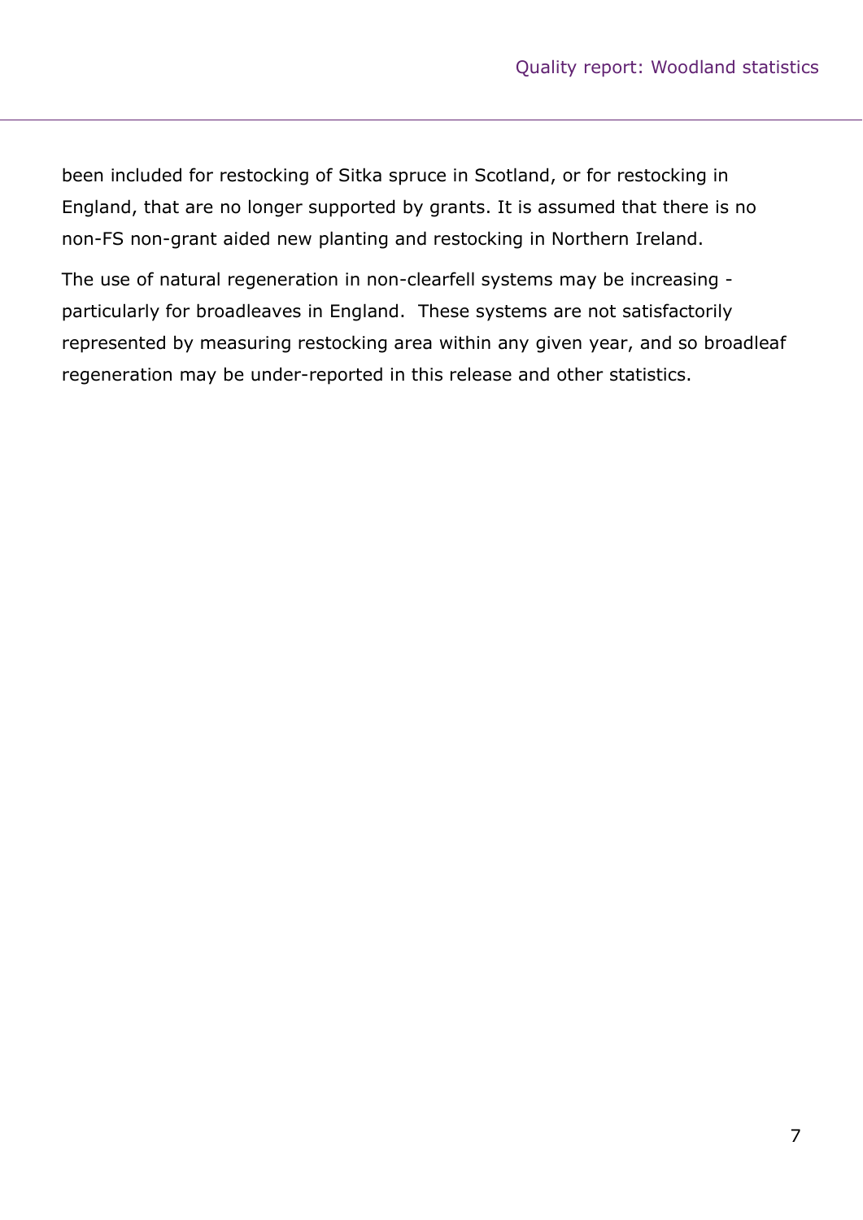been included for restocking of Sitka spruce in Scotland, or for restocking in England, that are no longer supported by grants. It is assumed that there is no non-FS non-grant aided new planting and restocking in Northern Ireland.

The use of natural regeneration in non-clearfell systems may be increasing - particularly for broadleaves in England. These systems are not satisfactorily represented by measuring restocking area within any given year, and so broadleaf regeneration may be under-reported in this release and other statistics.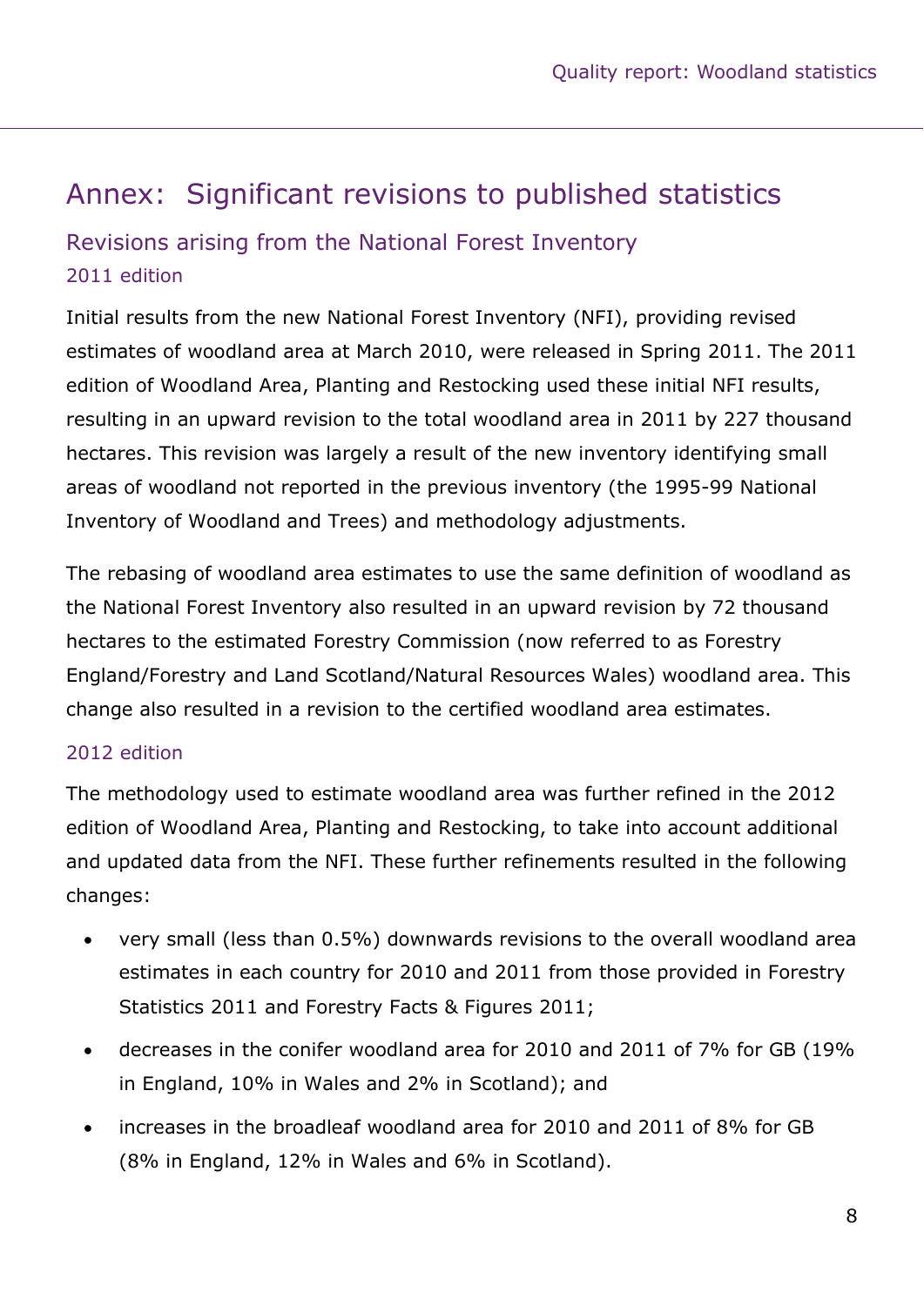# Annex: Significant revisions to published statistics

## Revisions arising from the National Forest Inventory

### 2011 edition

Initial results from the new National Forest Inventory (NFI), providing revised estimates of woodland area at March 2010, were released in Spring 2011. The 2011 edition of Woodland Area, Planting and Restocking used these initial NFI results, resulting in an upward revision to the total woodland area in 2011 by 227 thousand hectares. This revision was largely a result of the new inventory identifying small areas of woodland not reported in the previous inventory (the 1995-99 National Inventory of Woodland and Trees) and methodology adjustments.

The rebasing of woodland area estimates to use the same definition of woodland as the National Forest Inventory also resulted in an upward revision by 72 thousand hectares to the estimated Forestry Commission (now referred to as Forestry England/Forestry and Land Scotland/Natural Resources Wales) woodland area. This change also resulted in a revision to the certified woodland area estimates.

### 2012 edition

The methodology used to estimate woodland area was further refined in the 2012 edition of Woodland Area, Planting and Restocking, to take into account additional and updated data from the NFI. These further refinements resulted in the following changes:

- very small (less than 0.5%) downwards revisions to the overall woodland area estimates in each country for 2010 and 2011 from those provided in Forestry Statistics 2011 and Forestry Facts & Figures 2011;
- decreases in the conifer woodland area for 2010 and 2011 of 7% for GB (19% in England, 10% in Wales and 2% in Scotland); and
- increases in the broadleaf woodland area for 2010 and 2011 of 8% for GB (8% in England, 12% in Wales and 6% in Scotland).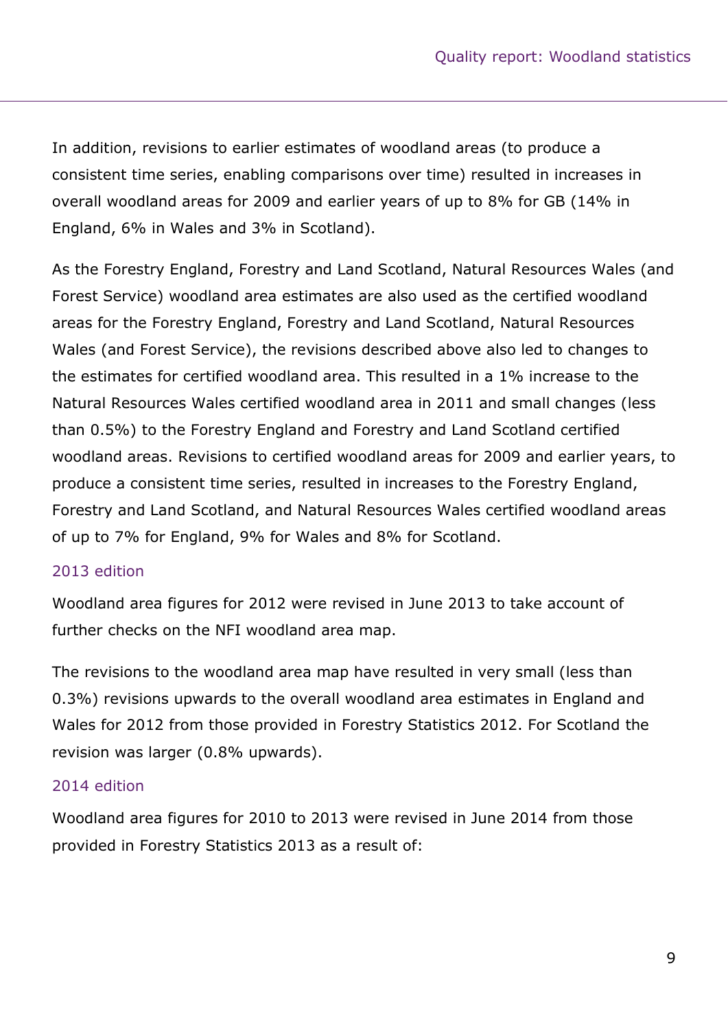In addition, revisions to earlier estimates of woodland areas (to produce a consistent time series, enabling comparisons over time) resulted in increases in overall woodland areas for 2009 and earlier years of up to 8% for GB (14% in England, 6% in Wales and 3% in Scotland).

As the Forestry England, Forestry and Land Scotland, Natural Resources Wales (and Forest Service) woodland area estimates are also used as the certified woodland areas for the Forestry England, Forestry and Land Scotland, Natural Resources Wales (and Forest Service), the revisions described above also led to changes to the estimates for certified woodland area. This resulted in a 1% increase to the Natural Resources Wales certified woodland area in 2011 and small changes (less than 0.5%) to the Forestry England and Forestry and Land Scotland certified woodland areas. Revisions to certified woodland areas for 2009 and earlier years, to produce a consistent time series, resulted in increases to the Forestry England, Forestry and Land Scotland, and Natural Resources Wales certified woodland areas of up to 7% for England, 9% for Wales and 8% for Scotland.

### 2013 edition

Woodland area figures for 2012 were revised in June 2013 to take account of further checks on the NFI woodland area map.

The revisions to the woodland area map have resulted in very small (less than 0.3%) revisions upwards to the overall woodland area estimates in England and Wales for 2012 from those provided in Forestry Statistics 2012. For Scotland the revision was larger (0.8% upwards).

### 2014 edition

Woodland area figures for 2010 to 2013 were revised in June 2014 from those provided in Forestry Statistics 2013 as a result of: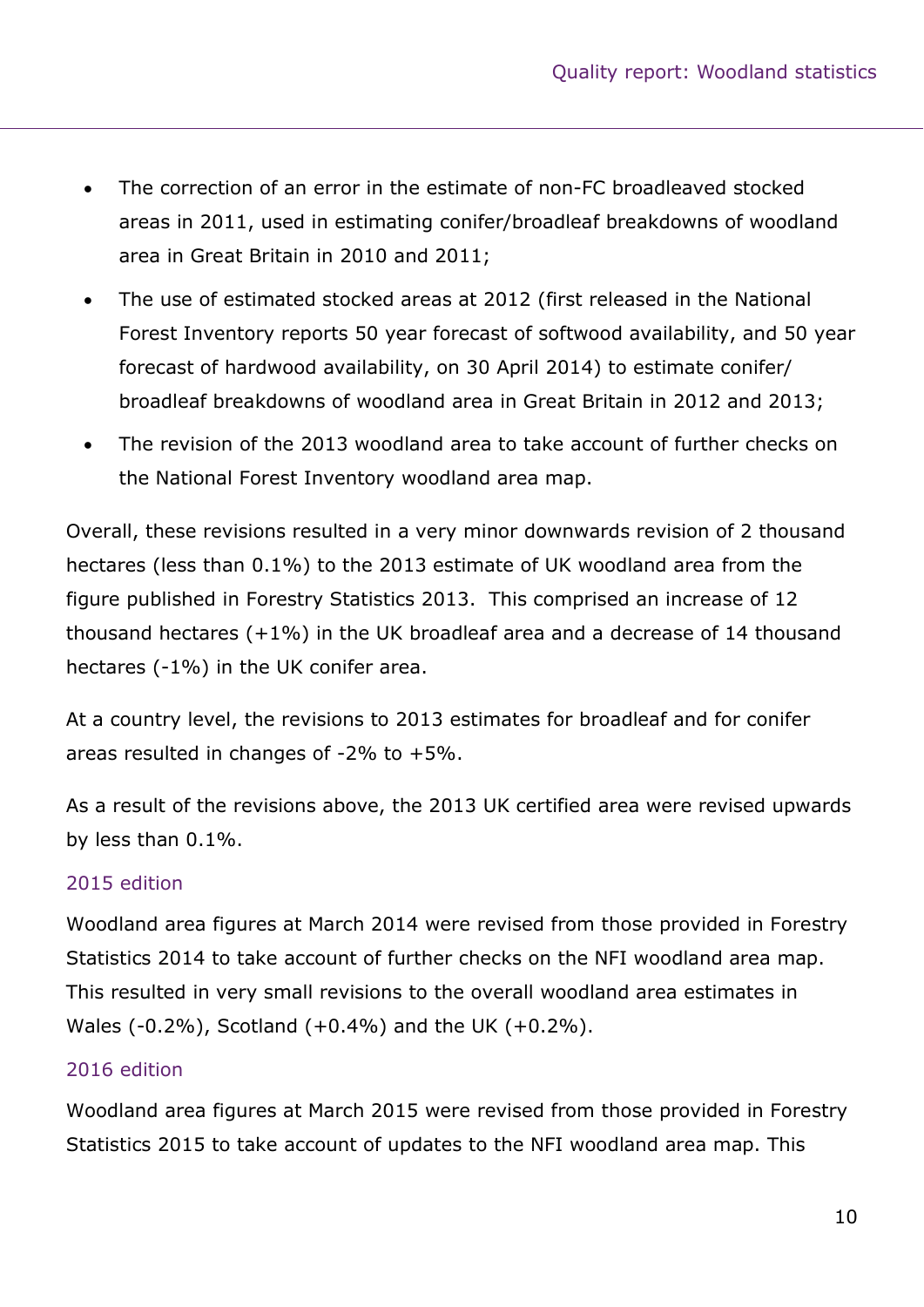- The correction of an error in the estimate of non-FC broadleaved stocked areas in 2011, used in estimating conifer/broadleaf breakdowns of woodland area in Great Britain in 2010 and 2011;
- The use of estimated stocked areas at 2012 (first released in the National Forest Inventory reports 50 year forecast of softwood availability, and 50 year forecast of hardwood availability, on 30 April 2014) to estimate conifer/ broadleaf breakdowns of woodland area in Great Britain in 2012 and 2013;
- The revision of the 2013 woodland area to take account of further checks on the National Forest Inventory woodland area map.

Overall, these revisions resulted in a very minor downwards revision of 2 thousand hectares (less than 0.1%) to the 2013 estimate of UK woodland area from the figure published in Forestry Statistics 2013. This comprised an increase of 12 thousand hectares (+1%) in the UK broadleaf area and a decrease of 14 thousand hectares (-1%) in the UK conifer area.

At a country level, the revisions to 2013 estimates for broadleaf and for conifer areas resulted in changes of -2% to +5%.

As a result of the revisions above, the 2013 UK certified area were revised upwards by less than 0.1%.

### 2015 edition

Woodland area figures at March 2014 were revised from those provided in Forestry Statistics 2014 to take account of further checks on the NFI woodland area map. This resulted in very small revisions to the overall woodland area estimates in Wales (-0.2%), Scotland (+0.4%) and the UK (+0.2%).

### 2016 edition

Woodland area figures at March 2015 were revised from those provided in Forestry Statistics 2015 to take account of updates to the NFI woodland area map. This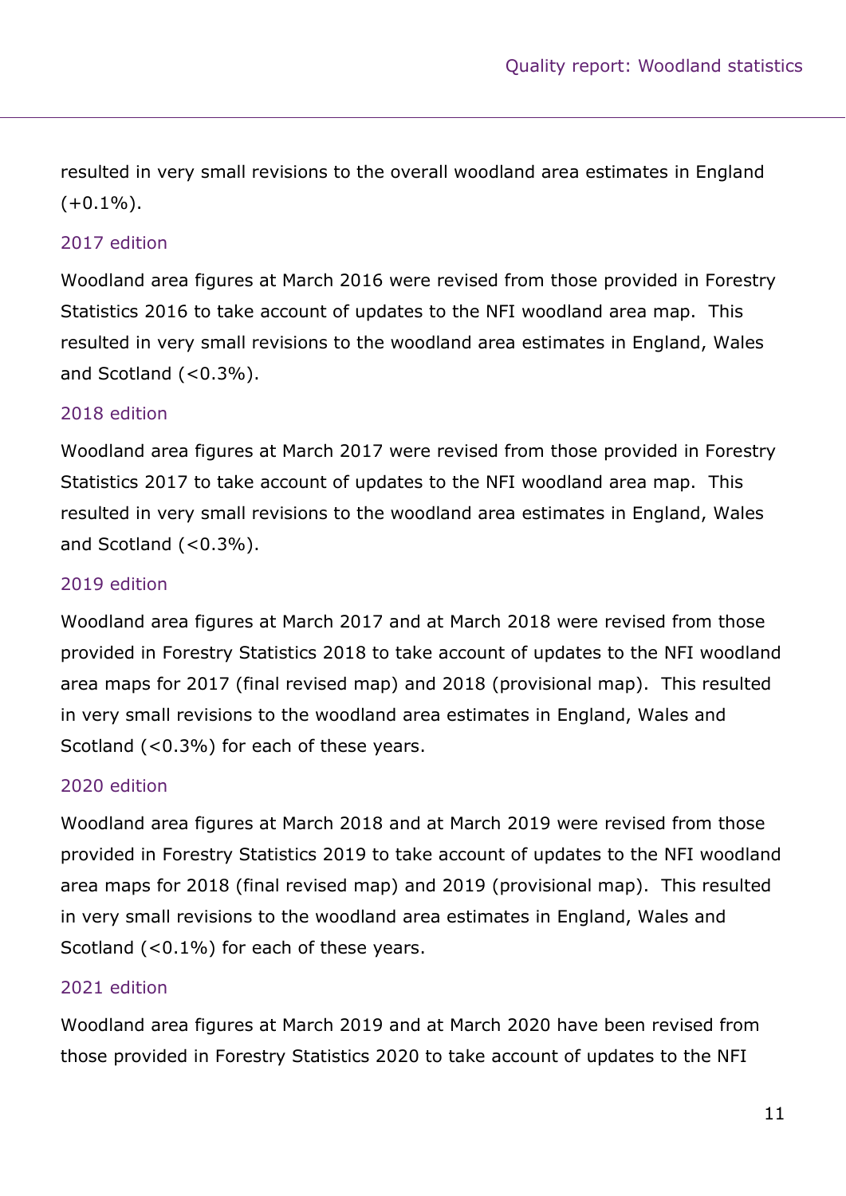resulted in very small revisions to the overall woodland area estimates in England (+0.1%).

### 2017 edition

Woodland area figures at March 2016 were revised from those provided in Forestry Statistics 2016 to take account of updates to the NFI woodland area map. This resulted in very small revisions to the woodland area estimates in England, Wales and Scotland (<0.3%).

### 2018 edition

Woodland area figures at March 2017 were revised from those provided in Forestry Statistics 2017 to take account of updates to the NFI woodland area map. This resulted in very small revisions to the woodland area estimates in England, Wales and Scotland (<0.3%).

### 2019 edition

Woodland area figures at March 2017 and at March 2018 were revised from those provided in Forestry Statistics 2018 to take account of updates to the NFI woodland area maps for 2017 (final revised map) and 2018 (provisional map). This resulted in very small revisions to the woodland area estimates in England, Wales and Scotland (<0.3%) for each of these years.

### 2020 edition

Woodland area figures at March 2018 and at March 2019 were revised from those provided in Forestry Statistics 2019 to take account of updates to the NFI woodland area maps for 2018 (final revised map) and 2019 (provisional map). This resulted in very small revisions to the woodland area estimates in England, Wales and Scotland (<0.1%) for each of these years.

### 2021 edition

Woodland area figures at March 2019 and at March 2020 have been revised from those provided in Forestry Statistics 2020 to take account of updates to the NFI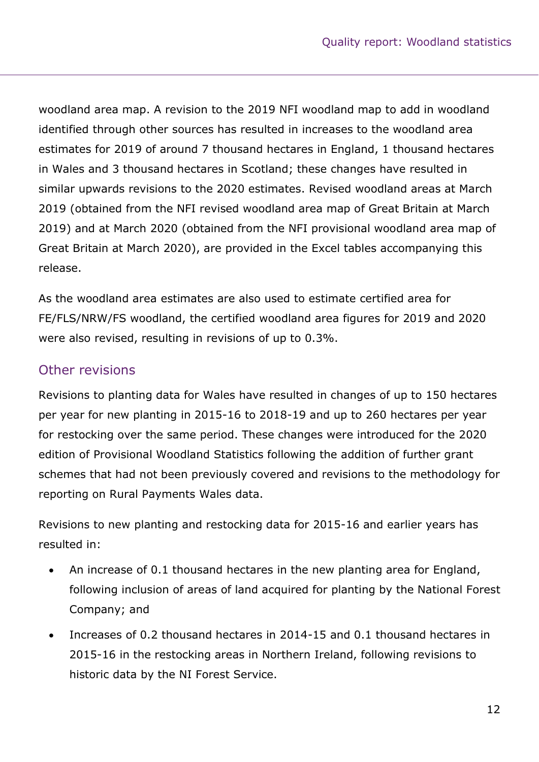woodland area map. A revision to the 2019 NFI woodland map to add in woodland identified through other sources has resulted in increases to the woodland area estimates for 2019 of around 7 thousand hectares in England, 1 thousand hectares in Wales and 3 thousand hectares in Scotland; these changes have resulted in similar upwards revisions to the 2020 estimates. Revised woodland areas at March 2019 (obtained from the NFI revised woodland area map of Great Britain at March 2019) and at March 2020 (obtained from the NFI provisional woodland area map of Great Britain at March 2020), are provided in the Excel tables accompanying this release.

As the woodland area estimates are also used to estimate certified area for FE/FLS/NRW/FS woodland, the certified woodland area figures for 2019 and 2020 were also revised, resulting in revisions of up to 0.3%.

## Other revisions

Revisions to planting data for Wales have resulted in changes of up to 150 hectares per year for new planting in 2015-16 to 2018-19 and up to 260 hectares per year for restocking over the same period. These changes were introduced for the 2020 edition of Provisional Woodland Statistics following the addition of further grant schemes that had not been previously covered and revisions to the methodology for reporting on Rural Payments Wales data.

Revisions to new planting and restocking data for 2015-16 and earlier years has resulted in:

- An increase of 0.1 thousand hectares in the new planting area for England, following inclusion of areas of land acquired for planting by the National Forest Company; and
- Increases of 0.2 thousand hectares in 2014-15 and 0.1 thousand hectares in 2015-16 in the restocking areas in Northern Ireland, following revisions to historic data by the NI Forest Service.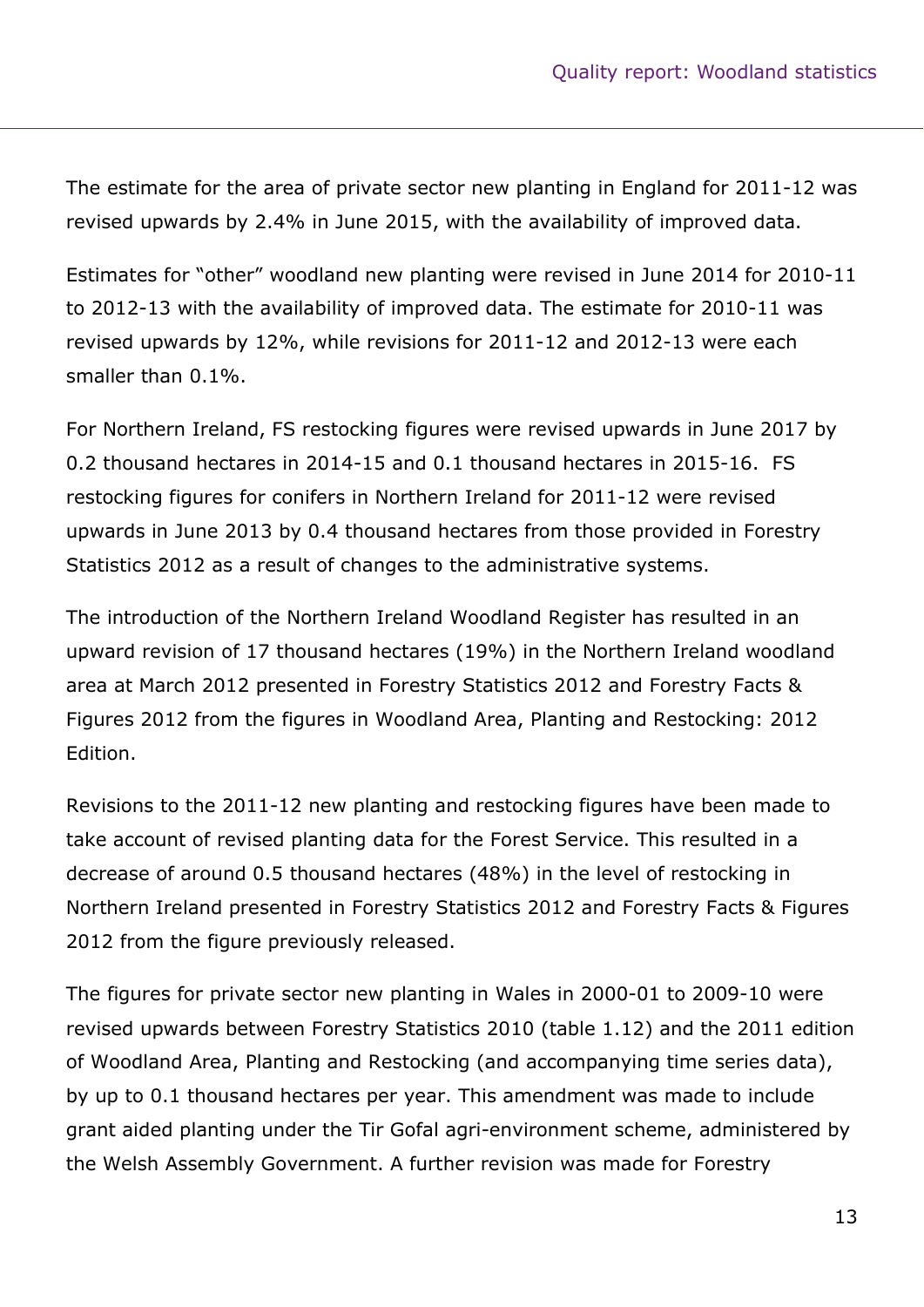The estimate for the area of private sector new planting in England for 2011-12 was revised upwards by 2.4% in June 2015, with the availability of improved data.

Estimates for "other" woodland new planting were revised in June 2014 for 2010-11 to 2012-13 with the availability of improved data. The estimate for 2010-11 was revised upwards by 12%, while revisions for 2011-12 and 2012-13 were each smaller than 0.1%.

For Northern Ireland, FS restocking figures were revised upwards in June 2017 by 0.2 thousand hectares in 2014-15 and 0.1 thousand hectares in 2015-16. FS restocking figures for conifers in Northern Ireland for 2011-12 were revised upwards in June 2013 by 0.4 thousand hectares from those provided in Forestry Statistics 2012 as a result of changes to the administrative systems.

The introduction of the Northern Ireland Woodland Register has resulted in an upward revision of 17 thousand hectares (19%) in the Northern Ireland woodland area at March 2012 presented in Forestry Statistics 2012 and Forestry Facts & Figures 2012 from the figures in Woodland Area, Planting and Restocking: 2012 Edition.

Revisions to the 2011-12 new planting and restocking figures have been made to take account of revised planting data for the Forest Service. This resulted in a decrease of around 0.5 thousand hectares (48%) in the level of restocking in Northern Ireland presented in Forestry Statistics 2012 and Forestry Facts & Figures 2012 from the figure previously released.

The figures for private sector new planting in Wales in 2000-01 to 2009-10 were revised upwards between Forestry Statistics 2010 (table 1.12) and the 2011 edition of Woodland Area, Planting and Restocking (and accompanying time series data), by up to 0.1 thousand hectares per year. This amendment was made to include grant aided planting under the Tir Gofal agri-environment scheme, administered by the Welsh Assembly Government. A further revision was made for Forestry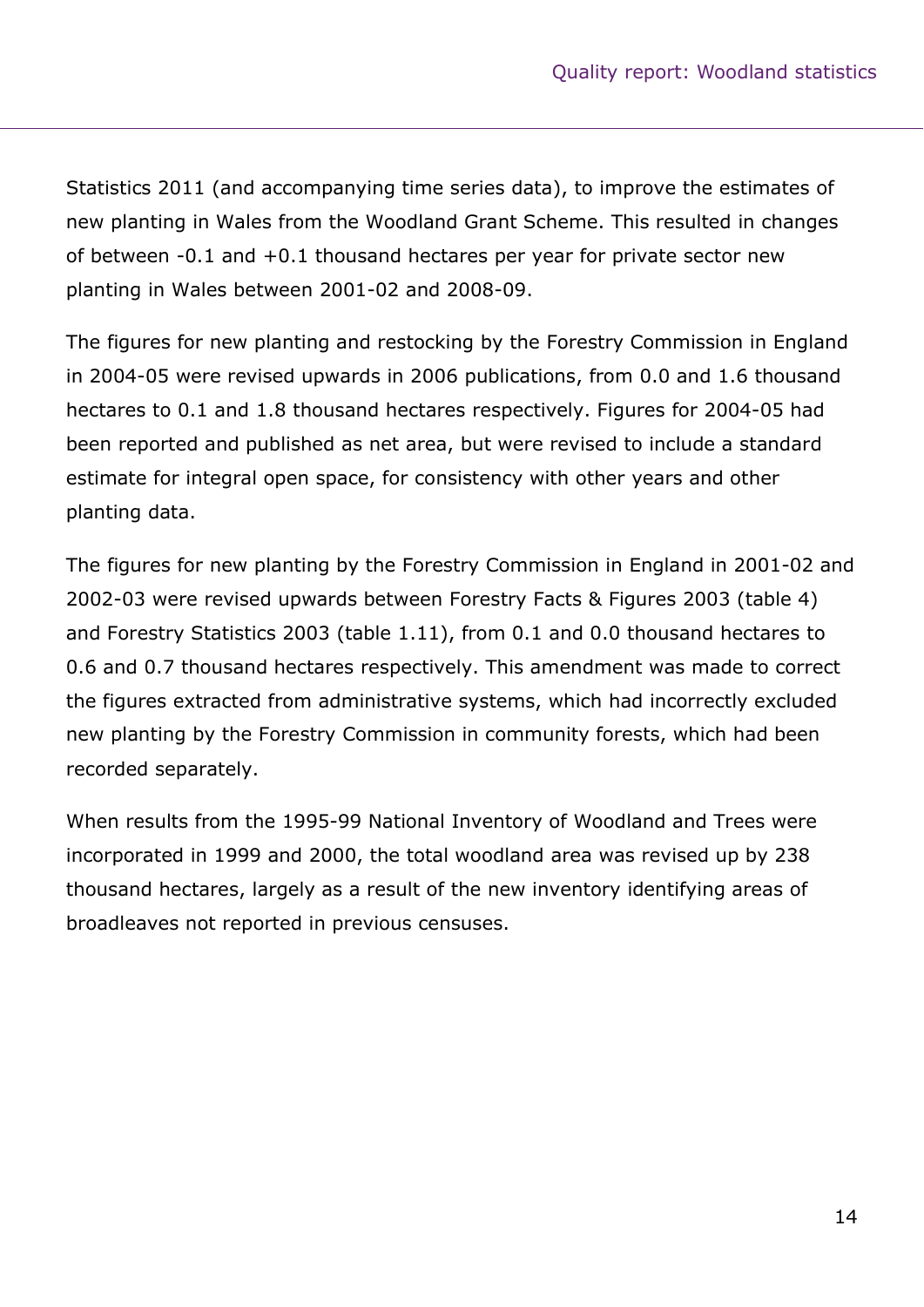Statistics 2011 (and accompanying time series data), to improve the estimates of new planting in Wales from the Woodland Grant Scheme. This resulted in changes of between -0.1 and +0.1 thousand hectares per year for private sector new planting in Wales between 2001-02 and 2008-09.

The figures for new planting and restocking by the Forestry Commission in England in 2004-05 were revised upwards in 2006 publications, from 0.0 and 1.6 thousand hectares to 0.1 and 1.8 thousand hectares respectively. Figures for 2004-05 had been reported and published as net area, but were revised to include a standard estimate for integral open space, for consistency with other years and other planting data.

The figures for new planting by the Forestry Commission in England in 2001-02 and 2002-03 were revised upwards between Forestry Facts & Figures 2003 (table 4) and Forestry Statistics 2003 (table 1.11), from 0.1 and 0.0 thousand hectares to 0.6 and 0.7 thousand hectares respectively. This amendment was made to correct the figures extracted from administrative systems, which had incorrectly excluded new planting by the Forestry Commission in community forests, which had been recorded separately.

When results from the 1995-99 National Inventory of Woodland and Trees were incorporated in 1999 and 2000, the total woodland area was revised up by 238 thousand hectares, largely as a result of the new inventory identifying areas of broadleaves not reported in previous censuses.